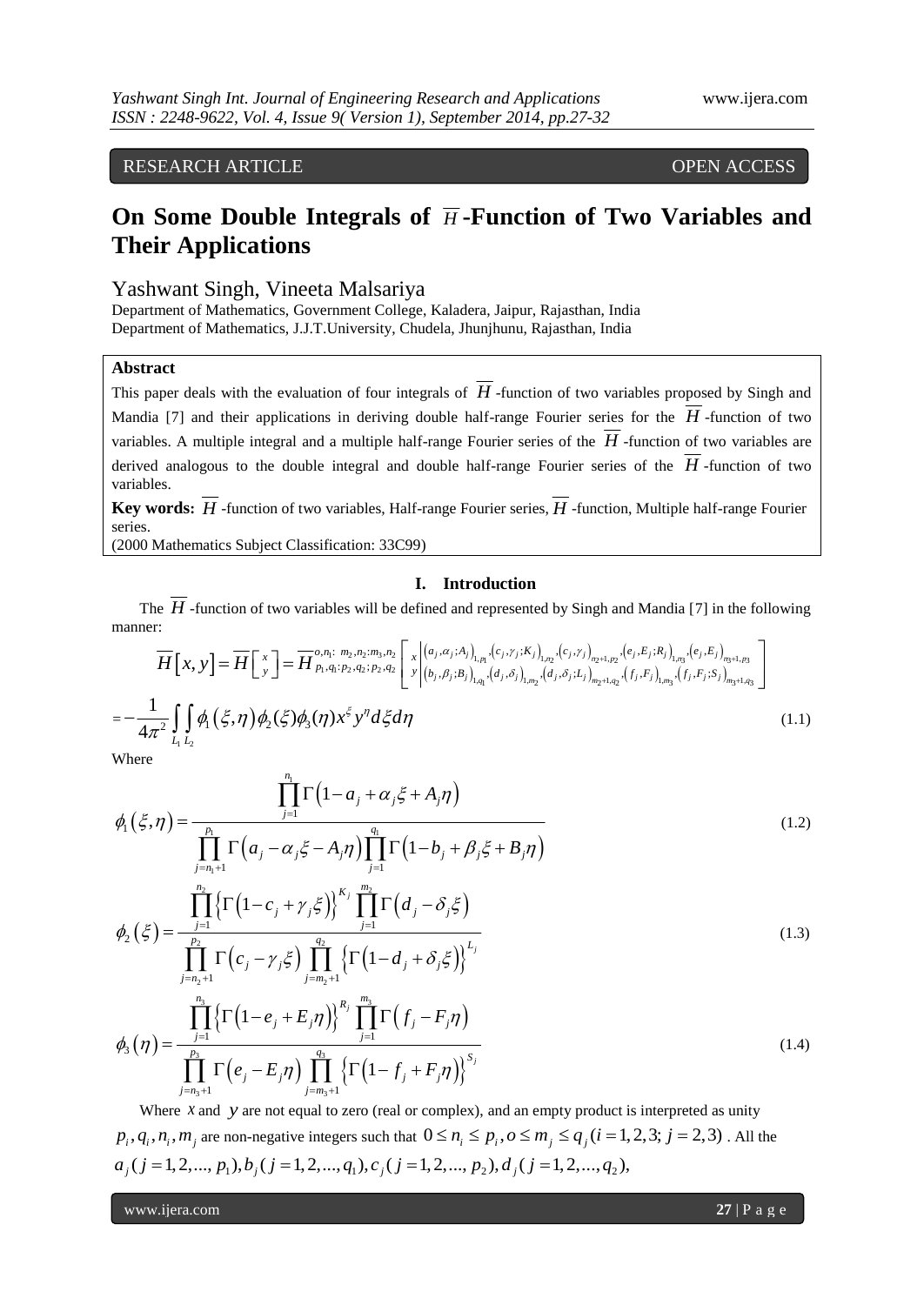RESEARCH ARTICLE OPEN ACCESS

# On Some Double Integrals of $\overline{H}$-Function of Two Variables and Their Applications

Yashwant Singh, Vineeta Malsariya

Department of Mathematics, Government College, Kaladera, Jaipur, Rajasthan, India
Department of Mathematics, J.J.T.University, Chudela, Jhunjhunu, Rajasthan, India

**Abstract**

This paper deals with the evaluation of four integrals of $\overline{H}$-function of two variables proposed by Singh and Mandia [7] and their applications in deriving double half-range Fourier series for the $\overline{H}$-function of two variables. A multiple integral and a multiple half-range Fourier series of the $\overline{H}$-function of two variables are derived analogous to the double integral and double half-range Fourier series of the $\overline{H}$-function of two variables.

**Key words:** $\overline{H}$-function of two variables, Half-range Fourier series, $\overline{H}$-function, Multiple half-range Fourier series.

(2000 Mathematics Subject Classification: 33C99)

## I. Introduction

The $\overline{H}$-function of two variables will be defined and represented by Singh and Mandia [7] in the following manner:

$$\overline{H}\left[x,y\right]=\overline{H}\left[\begin{smallmatrix}x\\y\end{smallmatrix}\right]=\overline{H}^{o,n_1:\,m_2,n_2:m_3,n_3}_{p_1,q_1:p_2,q_2;p_2,q_2}\left[\begin{matrix}x\\y\end{matrix}\left|\begin{matrix}(a_j,\alpha_j;A_j)_{1,p_1},(c_j,\gamma_j;K_j)_{1,n_2},(c_j,\gamma_j)_{n_2+1,p_2},(e_j,E_j;R_j)_{1,n_3},(e_j,E_j)_{n_3+1,p_3}\\(b_j,\beta_j;B_j)_{1,q_1},(d_j,\delta_j)_{1,m_2},(d_j,\delta_j;L_j)_{m_2+1,q_2},(f_j,F_j)_{1,m_3},(f_j,F_j;S_j)_{m_3+1,q_3}\end{matrix}\right.\right]$$

$$=-\frac{1}{4\pi^2}\int_{L_1}\int_{L_2}\phi_1(\xi,\eta)\phi_2(\xi)\phi_3(\eta)x^{\xi}y^{\eta}d\xi d\eta \tag{1.1}$$

Where

$$\phi_1(\xi,\eta)=\frac{\prod_{j=1}^{n_1}\Gamma\left(1-a_j+\alpha_j\xi+A_j\eta\right)}{\prod_{j=n_1+1}^{p_1}\Gamma\left(a_j-\alpha_j\xi-A_j\eta\right)\prod_{j=1}^{q_1}\Gamma\left(1-b_j+\beta_j\xi+B_j\eta\right)} \tag{1.2}$$

$$\phi_2(\xi)=\frac{\prod_{j=1}^{n_2}\left\{\Gamma\left(1-c_j+\gamma_j\xi\right)\right\}^{K_j}\prod_{j=1}^{m_2}\Gamma\left(d_j-\delta_j\xi\right)}{\prod_{j=n_2+1}^{p_2}\Gamma\left(c_j-\gamma_j\xi\right)\prod_{j=m_2+1}^{q_2}\left\{\Gamma\left(1-d_j+\delta_j\xi\right)\right\}^{L_j}} \tag{1.3}$$

$$\phi_3(\eta)=\frac{\prod_{j=1}^{n_3}\left\{\Gamma\left(1-e_j+E_j\eta\right)\right\}^{R_j}\prod_{j=1}^{m_3}\Gamma\left(f_j-F_j\eta\right)}{\prod_{j=n_3+1}^{p_3}\Gamma\left(e_j-E_j\eta\right)\prod_{j=m_3+1}^{q_3}\left\{\Gamma\left(1-f_j+F_j\eta\right)\right\}^{S_j}} \tag{1.4}$$

Where $x$ and $y$ are not equal to zero (real or complex), and an empty product is interpreted as unity $p_i,q_i,n_i,m_j$ are non-negative integers such that $0\le n_i\le p_i, o\le m_j\le q_j (i=1,2,3; j=2,3)$. All the $a_j(j=1,2,...,p_1), b_j(j=1,2,...,q_1), c_j(j=1,2,...,p_2), d_j(j=1,2,...,q_2),$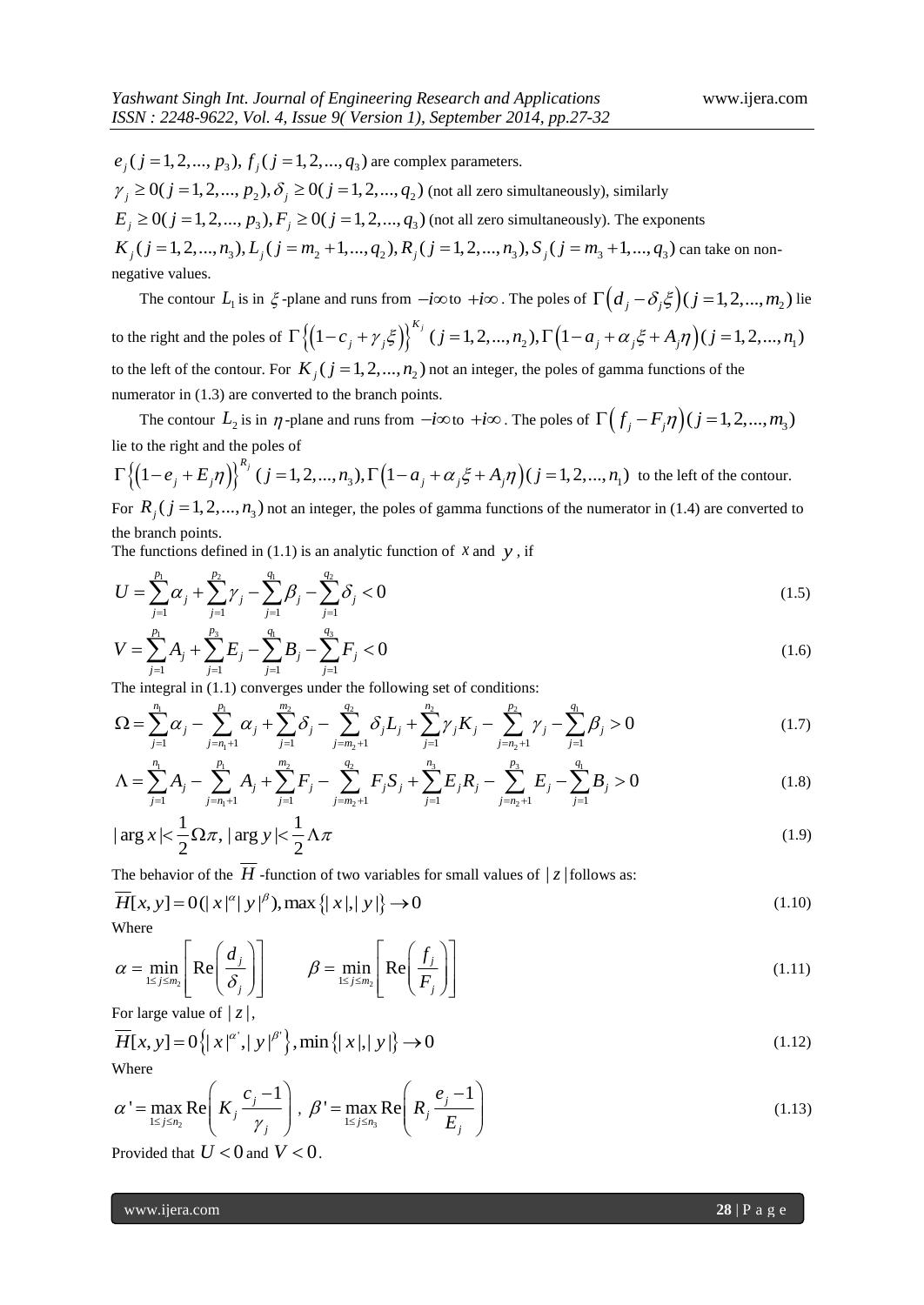$e_j (j = 1, 2, ..., p_3)$, $f_j (j = 1, 2, ..., q_3)$ are complex parameters.

$\gamma_j \geq 0 (j = 1, 2, ..., p_2)$, $\delta_j \geq 0 (j = 1, 2, ..., q_2)$ (not all zero simultaneously), similarly

$E_j \geq 0 (j = 1, 2, ..., p_3)$, $F_j \geq 0 (j = 1, 2, ..., q_3)$ (not all zero simultaneously). The exponents

$K_j (j = 1, 2, ..., n_3)$, $L_j (j = m_2 + 1, ..., q_2)$, $R_j (j = 1, 2, ..., n_3)$, $S_j (j = m_3 + 1, ..., q_3)$ can take on non-negative values.

The contour $L_1$ is in $\xi$-plane and runs from $-i\infty$ to $+i\infty$. The poles of $\Gamma\left(d_j - \delta_j \xi\right) (j = 1, 2, ..., m_2)$ lie to the right and the poles of $\Gamma\left\{\left(1 - c_j + \gamma_j \xi\right)\right\}^{K_j} (j = 1, 2, ..., n_2)$, $\Gamma\left(1 - a_j + \alpha_j \xi + A_j \eta\right) (j = 1, 2, ..., n_1)$ to the left of the contour. For $K_j (j = 1, 2, ..., n_2)$ not an integer, the poles of gamma functions of the numerator in (1.3) are converted to the branch points.

The contour $L_2$ is in $\eta$-plane and runs from $-i\infty$ to $+i\infty$. The poles of $\Gamma\left(f_j - F_j \eta\right) (j = 1, 2, ..., m_3)$ lie to the right and the poles of

$\Gamma\left\{\left(1 - e_j + E_j \eta\right)\right\}^{R_j} (j = 1, 2, ..., n_3)$, $\Gamma\left(1 - a_j + \alpha_j \xi + A_j \eta\right) (j = 1, 2, ..., n_1)$ to the left of the contour. For $R_j (j = 1, 2, ..., n_3)$ not an integer, the poles of gamma functions of the numerator in (1.4) are converted to the branch points.

The functions defined in (1.1) is an analytic function of $x$ and $y$, if

$$U = \sum_{j=1}^{p_1} \alpha_j + \sum_{j=1}^{p_2} \gamma_j - \sum_{j=1}^{q_1} \beta_j - \sum_{j=1}^{q_2} \delta_j < 0 \tag{1.5}$$

$$V = \sum_{j=1}^{p_1} A_j + \sum_{j=1}^{p_3} E_j - \sum_{j=1}^{q_1} B_j - \sum_{j=1}^{q_3} F_j < 0 \tag{1.6}$$

The integral in (1.1) converges under the following set of conditions:

$$\Omega = \sum_{j=1}^{n_1} \alpha_j - \sum_{j=n_1+1}^{p_1} \alpha_j + \sum_{j=1}^{m_2} \delta_j - \sum_{j=m_2+1}^{q_2} \delta_j L_j + \sum_{j=1}^{n_2} \gamma_j K_j - \sum_{j=n_2+1}^{p_2} \gamma_j - \sum_{j=1}^{q_1} \beta_j > 0 \tag{1.7}$$

$$\Lambda = \sum_{j=1}^{n_1} A_j - \sum_{j=n_1+1}^{p_1} A_j + \sum_{j=1}^{m_2} F_j - \sum_{j=m_2+1}^{q_2} F_j S_j + \sum_{j=1}^{n_3} E_j R_j - \sum_{j=n_2+1}^{p_3} E_j - \sum_{j=1}^{q_1} B_j > 0 \tag{1.8}$$

$$|\arg x| < \frac{1}{2} \Omega \pi, \; |\arg y| < \frac{1}{2} \Lambda \pi \tag{1.9}$$

The behavior of the $\overline{H}$-function of two variables for small values of $|z|$ follows as:

$$\overline{H}[x, y] = 0(|x|^{\alpha} |y|^{\beta}), \max\left\{|x|, |y|\right\} \to 0 \tag{1.10}$$

Where

$$\alpha = \min_{1 \leq j \leq m_2} \left[ \operatorname{Re}\left( \frac{d_j}{\delta_j} \right) \right] \qquad \beta = \min_{1 \leq j \leq m_2} \left[ \operatorname{Re}\left( \frac{f_j}{F_j} \right) \right] \tag{1.11}$$

For large value of $|z|$,

$$\overline{H}[x, y] = 0\left\{|x|^{\alpha'}, |y|^{\beta'}\right\}, \min\left\{|x|, |y|\right\} \to 0 \tag{1.12}$$

Where

$$\alpha' = \max_{1 \leq j \leq n_2} \operatorname{Re}\left( K_j \frac{c_j - 1}{\gamma_j} \right), \; \beta' = \max_{1 \leq j \leq n_3} \operatorname{Re}\left( R_j \frac{e_j - 1}{E_j} \right) \tag{1.13}$$

Provided that $U < 0$ and $V < 0$.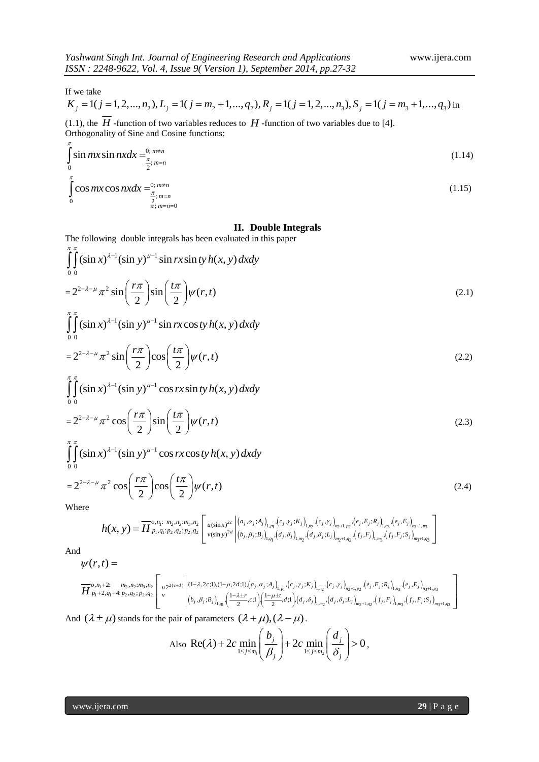If we take

$K_j = 1(j = 1, 2, ..., n_2), L_j = 1(j = m_2 + 1, ..., q_2), R_j = 1(j = 1, 2, ..., n_3), S_j = 1(j = m_3 + 1, ..., q_3)$ in (1.1), the $\overline{H}$ -function of two variables reduces to $H$ -function of two variables due to [4].

Orthogonality of Sine and Cosine functions:

$$\int_0^{\pi} \sin mx \sin nx dx = \begin{cases} 0; & m \neq n \\ \frac{\pi}{2}; & m = n \end{cases} \tag{1.14}$$

$$\int_0^{\pi} \cos mx \cos nx dx = \begin{cases} 0; & m \neq n \\ \frac{\pi}{2}; & m = n \\ \pi; & m = n = 0 \end{cases} \tag{1.15}$$

## II. Double Integrals

The following double integrals has been evaluated in this paper

$$\int_0^{\pi}\int_0^{\pi} (\sin x)^{\lambda-1} (\sin y)^{\mu-1} \sin rx \sin ty \, h(x, y) \, dx dy$$

$$= 2^{2-\lambda-\mu} \pi^2 \sin\left(\frac{r\pi}{2}\right) \sin\left(\frac{t\pi}{2}\right) \psi(r, t) \tag{2.1}$$

$$\int_0^{\pi}\int_0^{\pi} (\sin x)^{\lambda-1} (\sin y)^{\mu-1} \sin rx \cos ty \, h(x, y) \, dx dy$$

$$= 2^{2-\lambda-\mu} \pi^2 \sin\left(\frac{r\pi}{2}\right) \cos\left(\frac{t\pi}{2}\right) \psi(r, t) \tag{2.2}$$

$$\int_0^{\pi}\int_0^{\pi} (\sin x)^{\lambda-1} (\sin y)^{\mu-1} \cos rx \sin ty \, h(x, y) \, dx dy$$

$$= 2^{2-\lambda-\mu} \pi^2 \cos\left(\frac{r\pi}{2}\right) \sin\left(\frac{t\pi}{2}\right) \psi(r, t) \tag{2.3}$$

$$\int_0^{\pi}\int_0^{\pi} (\sin x)^{\lambda-1} (\sin y)^{\mu-1} \cos rx \cos ty \, h(x, y) \, dx dy$$

$$= 2^{2-\lambda-\mu} \pi^2 \cos\left(\frac{r\pi}{2}\right) \cos\left(\frac{t\pi}{2}\right) \psi(r, t) \tag{2.4}$$

Where

$$h(x, y) = \overline{H}^{o,n_1: m_2,n_2:m_3,n_3}_{p_1,q_1:p_2,q_2;p_2,q_2}\left[\begin{matrix} u(\sin x)^{2c} \\ v(\sin y)^{2d} \end{matrix}\middle| \begin{matrix} (a_j,\alpha_j;A_j)_{1,p_1}, (c_j,\gamma_j;K_j)_{1,n_2}, (c_j,\gamma_j)_{n_2+1,p_2}, (e_j,E_j;R_j)_{1,n_3}, (e_j,E_j)_{n_3+1,p_3} \\ (b_j,\beta_j;B_j)_{1,q_1}, (d_j,\delta_j)_{1,m_2}, (d_j,\delta_j;L_j)_{m_2+1,q_2}, (f_j,F_j)_{1,m_3}, (f_j,F_j;S_j)_{m_3+1,q_3} \end{matrix}\right]$$

And

$\psi(r, t) =$

$$\overline{H}^{o,n_1+2: \;\; m_2,n_2:m_3,n_3}_{p_1+2,q_1+4:p_2,q_2;p_2,q_2}\left[\begin{matrix} u2^{2(c+d)} \\ v \end{matrix}\middle| \begin{matrix} (1-\lambda,2c;1),(1-\mu,2d;1),(a_j,\alpha_j;A_j)_{1,p_1}, (c_j,\gamma_j;K_j)_{1,n_2}, (c_j,\gamma_j)_{n_2+1,p_2}, (e_j,E_j;R_j)_{1,n_3}, (e_j,E_j)_{n_3+1,p_3} \\ (b_j,\beta_j;B_j)_{1,q_1}, \left(\frac{1-\lambda\pm r}{2},c;1\right), \left(\frac{1-\mu\pm t}{2},d;1\right), (d_j,\delta_j)_{1,m_2}, (d_j,\delta_j;L_j)_{m_2+1,q_2}, (f_j,F_j)_{1,m_3}, (f_j,F_j;S_j)_{m_3+1,q_3} \end{matrix}\right]$$

And $(\lambda \pm \mu)$ stands for the pair of parameters $(\lambda + \mu), (\lambda - \mu)$.

Also $\operatorname{Re}(\lambda) + 2c \min\limits_{1 \le j \le m_1}\left(\frac{b_j}{\beta_j}\right) + 2c \min\limits_{1 \le j \le m_2}\left(\frac{d_j}{\delta_j}\right) > 0$,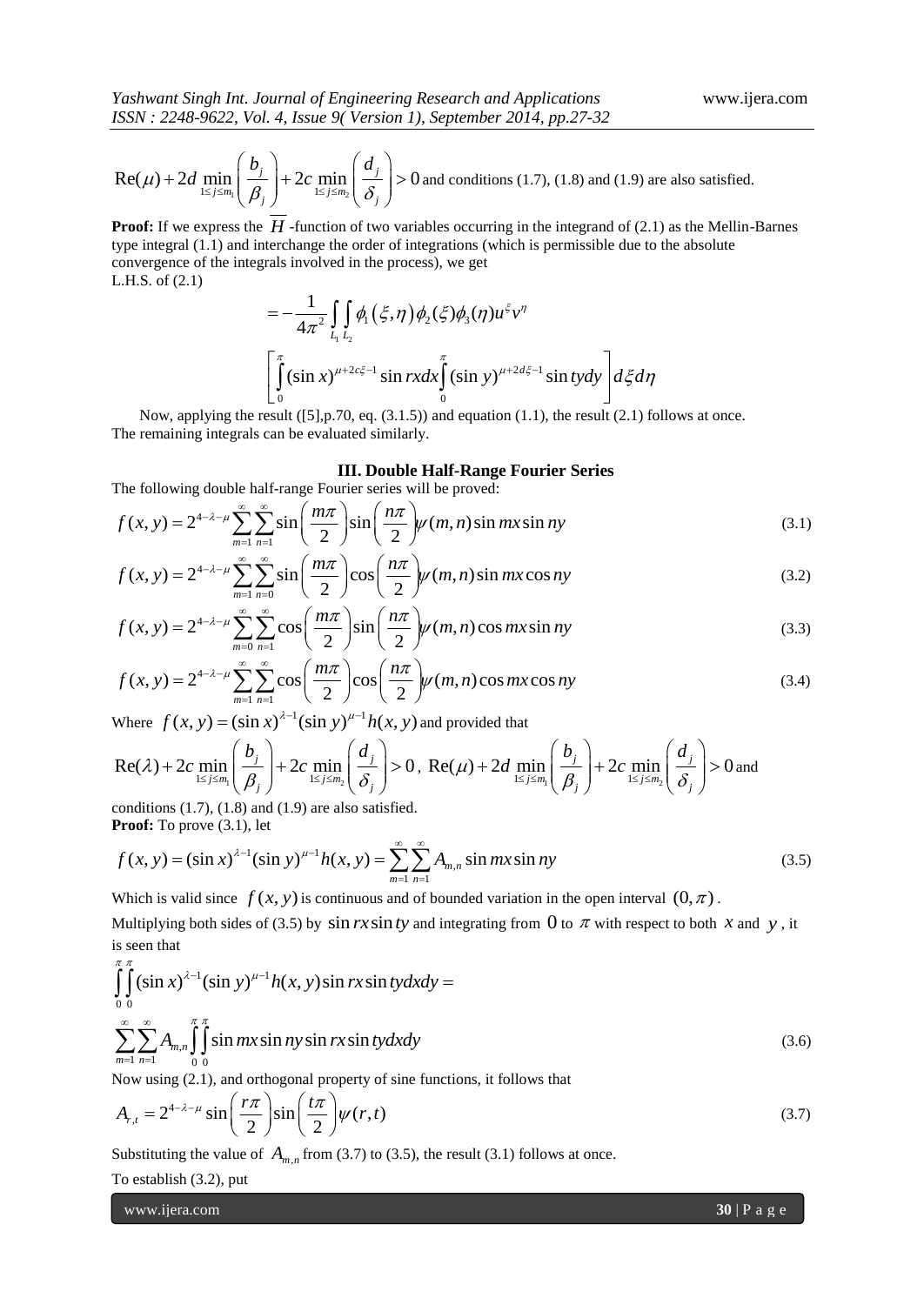$\text{Re}(\mu)+2d\min\limits_{1\le j\le m_1}\left(\dfrac{b_j}{\beta_j}\right)+2c\min\limits_{1\le j\le m_2}\left(\dfrac{d_j}{\delta_j}\right)>0$ and conditions (1.7), (1.8) and (1.9) are also satisfied.

**Proof:** If we express the $\overline{H}$ -function of two variables occurring in the integrand of (2.1) as the Mellin-Barnes type integral (1.1) and interchange the order of integrations (which is permissible due to the absolute convergence of the integrals involved in the process), we get

L.H.S. of (2.1)

$$=-\frac{1}{4\pi^2}\int_{L_1}\int_{L_2}\phi_1(\xi,\eta)\phi_2(\xi)\phi_3(\eta)u^{\xi}v^{\eta}$$

$$\left[\int_0^{\pi}(\sin x)^{\mu+2c\xi-1}\sin rx\,dx\int_0^{\pi}(\sin y)^{\mu+2d\xi-1}\sin ty\,dy\right]d\xi d\eta$$

Now, applying the result ([5],p.70, eq. (3.1.5)) and equation (1.1), the result (2.1) follows at once. The remaining integrals can be evaluated similarly.

## III. Double Half-Range Fourier Series

The following double half-range Fourier series will be proved:

$$f(x,y)=2^{4-\lambda-\mu}\sum_{m=1}^{\infty}\sum_{n=1}^{\infty}\sin\left(\frac{m\pi}{2}\right)\sin\left(\frac{n\pi}{2}\right)\psi(m,n)\sin mx\sin ny \tag{3.1}$$

$$f(x,y)=2^{4-\lambda-\mu}\sum_{m=1}^{\infty}\sum_{n=0}^{\infty}\sin\left(\frac{m\pi}{2}\right)\cos\left(\frac{n\pi}{2}\right)\psi(m,n)\sin mx\cos ny \tag{3.2}$$

$$f(x,y)=2^{4-\lambda-\mu}\sum_{m=0}^{\infty}\sum_{n=1}^{\infty}\cos\left(\frac{m\pi}{2}\right)\sin\left(\frac{n\pi}{2}\right)\psi(m,n)\cos mx\sin ny \tag{3.3}$$

$$f(x,y)=2^{4-\lambda-\mu}\sum_{m=1}^{\infty}\sum_{n=1}^{\infty}\cos\left(\frac{m\pi}{2}\right)\cos\left(\frac{n\pi}{2}\right)\psi(m,n)\cos mx\cos ny \tag{3.4}$$

Where $f(x,y)=(\sin x)^{\lambda-1}(\sin y)^{\mu-1}h(x,y)$ and provided that

$\text{Re}(\lambda)+2c\min\limits_{1\le j\le m_1}\left(\dfrac{b_j}{\beta_j}\right)+2c\min\limits_{1\le j\le m_2}\left(\dfrac{d_j}{\delta_j}\right)>0$, $\text{Re}(\mu)+2d\min\limits_{1\le j\le m_1}\left(\dfrac{b_j}{\beta_j}\right)+2c\min\limits_{1\le j\le m_2}\left(\dfrac{d_j}{\delta_j}\right)>0$ and conditions (1.7), (1.8) and (1.9) are also satisfied.

**Proof:** To prove (3.1), let

$$f(x,y)=(\sin x)^{\lambda-1}(\sin y)^{\mu-1}h(x,y)=\sum_{m=1}^{\infty}\sum_{n=1}^{\infty}A_{m,n}\sin mx\sin ny \tag{3.5}$$

Which is valid since $f(x,y)$ is continuous and of bounded variation in the open interval $(0,\pi)$.

Multiplying both sides of (3.5) by $\sin rx\sin ty$ and integrating from $0$ to $\pi$ with respect to both $x$ and $y$, it is seen that

$$\int_0^{\pi}\int_0^{\pi}(\sin x)^{\lambda-1}(\sin y)^{\mu-1}h(x,y)\sin rx\sin ty\,dx\,dy=$$

$$\sum_{m=1}^{\infty}\sum_{n=1}^{\infty}A_{m,n}\int_0^{\pi}\int_0^{\pi}\sin mx\sin ny\sin rx\sin ty\,dx\,dy \tag{3.6}$$

Now using (2.1), and orthogonal property of sine functions, it follows that

$$A_{r,t}=2^{4-\lambda-\mu}\sin\left(\frac{r\pi}{2}\right)\sin\left(\frac{t\pi}{2}\right)\psi(r,t) \tag{3.7}$$

Substituting the value of $A_{m,n}$ from (3.7) to (3.5), the result (3.1) follows at once.

To establish (3.2), put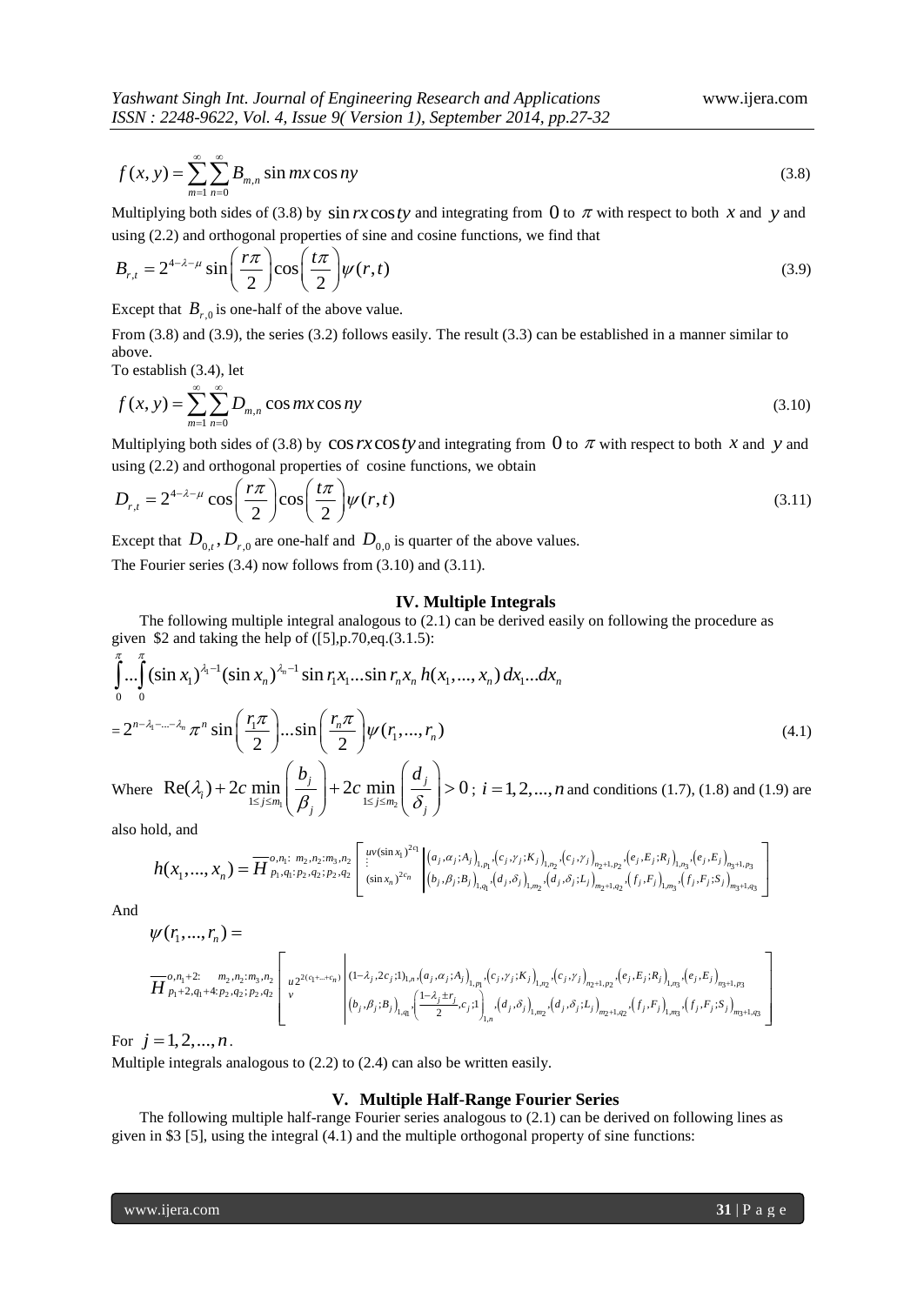$$f(x,y)=\sum_{m=1}^{\infty}\sum_{n=0}^{\infty}B_{m,n}\sin mx\cos ny \tag{3.8}$$

Multiplying both sides of (3.8) by $\sin rx\cos ty$ and integrating from $0$ to $\pi$ with respect to both $x$ and $y$ and using (2.2) and orthogonal properties of sine and cosine functions, we find that

$$B_{r,t}=2^{4-\lambda-\mu}\sin\left(\frac{r\pi}{2}\right)\cos\left(\frac{t\pi}{2}\right)\psi(r,t) \tag{3.9}$$

Except that $B_{r,0}$ is one-half of the above value.

From (3.8) and (3.9), the series (3.2) follows easily. The result (3.3) can be established in a manner similar to above.

To establish (3.4), let

$$f(x,y)=\sum_{m=1}^{\infty}\sum_{n=0}^{\infty}D_{m,n}\cos mx\cos ny \tag{3.10}$$

Multiplying both sides of (3.8) by $\cos rx\cos ty$ and integrating from $0$ to $\pi$ with respect to both $x$ and $y$ and using (2.2) and orthogonal properties of cosine functions, we obtain

$$D_{r,t}=2^{4-\lambda-\mu}\cos\left(\frac{r\pi}{2}\right)\cos\left(\frac{t\pi}{2}\right)\psi(r,t) \tag{3.11}$$

Except that $D_{0,t}, D_{r,0}$ are one-half and $D_{0,0}$ is quarter of the above values.

The Fourier series (3.4) now follows from (3.10) and (3.11).

## IV. Multiple Integrals

The following multiple integral analogous to (2.1) can be derived easily on following the procedure as given \$2 and taking the help of ([5],p.70,eq.(3.1.5):

$$\int_0^{\pi}\!\!\ldots\!\int_0^{\pi}(\sin x_1)^{\lambda_1-1}(\sin x_n)^{\lambda_n-1}\sin r_1x_1\ldots\sin r_nx_n\, h(x_1,\ldots,x_n)\,dx_1\ldots dx_n$$

$$=2^{n-\lambda_1-\ldots-\lambda_n}\pi^n\sin\left(\frac{r_1\pi}{2}\right)\ldots\sin\left(\frac{r_n\pi}{2}\right)\psi(r_1,\ldots,r_n) \tag{4.1}$$

Where $\operatorname{Re}(\lambda_i)+2c\min\limits_{1\le j\le m_1}\left(\frac{b_j}{\beta_j}\right)+2c\min\limits_{1\le j\le m_2}\left(\frac{d_j}{\delta_j}\right)>0$ ; $i=1,2,\ldots,n$ and conditions (1.7), (1.8) and (1.9) are also hold, and

$$h(x_1,\ldots,x_n)=\overline{H}^{\,o,n_1:\,m_2,n_2:m_3,n_2}_{\,p_1,q_1:p_2,q_2;p_2,q_2}\left[\begin{matrix}uv(\sin x_1)^{2c_1}\\ \vdots\\ (\sin x_n)^{2c_n}\end{matrix}\left|\begin{matrix}(a_j,\alpha_j;A_j)_{1,p_1},(c_j,\gamma_j;K_j)_{1,n_2},(c_j,\gamma_j)_{n_2+1,p_2},(e_j,E_j;R_j)_{1,n_3},(e_j,E_j)_{n_3+1,p_3}\\ (b_j,\beta_j;B_j)_{1,q_1},(d_j,\delta_j)_{1,m_2},(d_j,\delta_j;L_j)_{m_2+1,q_2},(f_j,F_j)_{1,m_3},(f_j,F_j;S_j)_{m_3+1,q_3}\end{matrix}\right.\right]$$

And

$$\psi(r_1,\ldots,r_n)=$$

$$\overline{H}^{\,o,n_1+2:\;\;m_2,n_2:m_3,n_2}_{\,p_1+2,q_1+4:p_2,q_2;p_2,q_2}\left[\begin{matrix}u\,2^{2(c_1+\ldots+c_n)}\\ v\end{matrix}\left|\begin{matrix}(1-\lambda_j,2c_j;1)_{1,n},(a_j,\alpha_j;A_j)_{1,p_1},(c_j,\gamma_j;K_j)_{1,n_2},(c_j,\gamma_j)_{n_2+1,p_2},(e_j,E_j;R_j)_{1,n_3},(e_j,E_j)_{n_3+1,p_3}\\ (b_j,\beta_j;B_j)_{1,q_1},\left(\frac{1-\lambda_j\pm r_j}{2},c_j;1\right)_{1,n},(d_j,\delta_j)_{1,m_2},(d_j,\delta_j;L_j)_{m_2+1,q_2},(f_j,F_j)_{1,m_3},(f_j,F_j;S_j)_{m_3+1,q_3}\end{matrix}\right.\right]$$

For $j=1,2,\ldots,n$.

Multiple integrals analogous to (2.2) to (2.4) can also be written easily.

## V. Multiple Half-Range Fourier Series

The following multiple half-range Fourier series analogous to (2.1) can be derived on following lines as given in \$3 [5], using the integral (4.1) and the multiple orthogonal property of sine functions: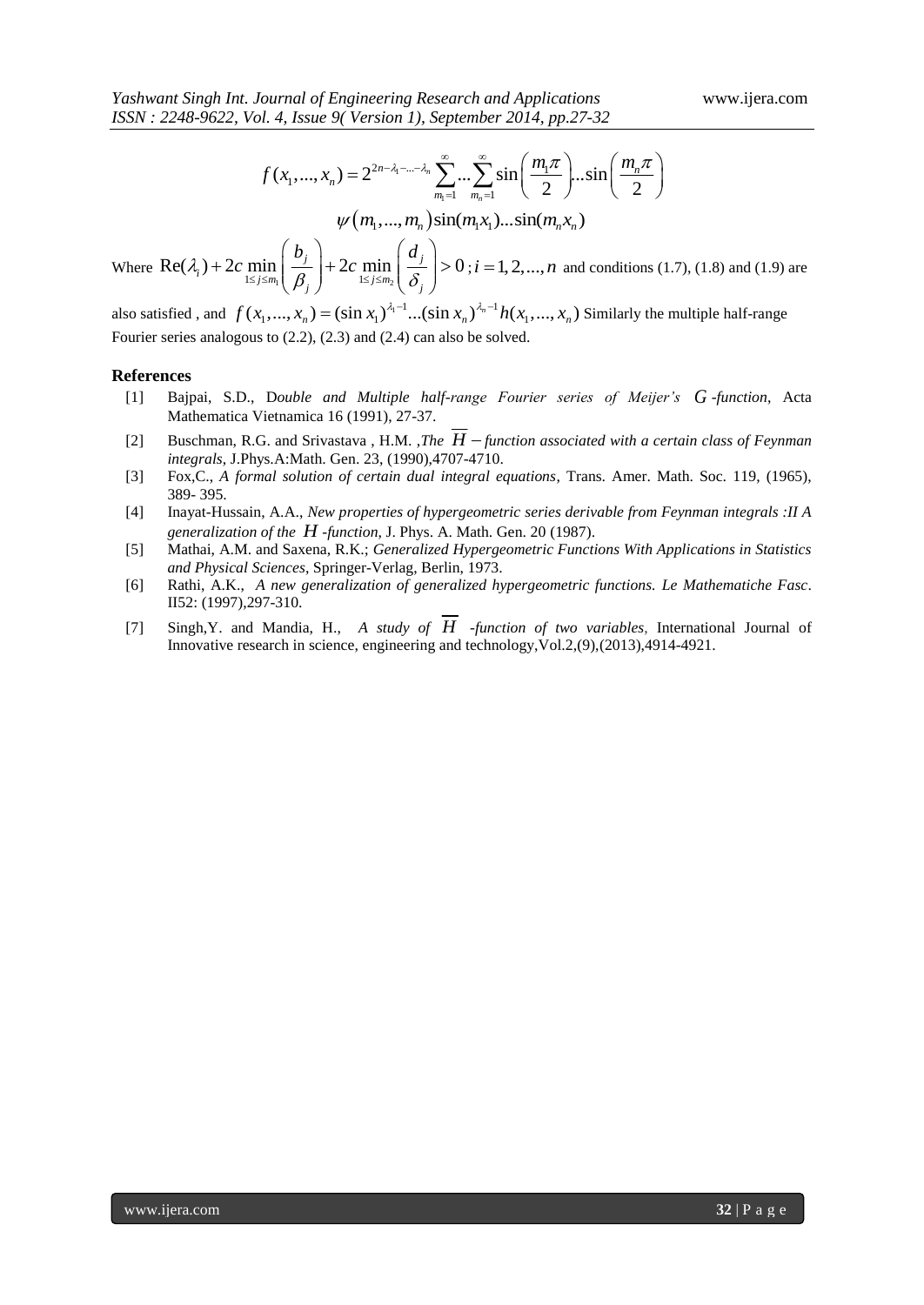$$f(x_1,...,x_n)=2^{2n-\lambda_1-...-\lambda_n}\sum_{m_1=1}^{\infty}...\sum_{m_n=1}^{\infty}\sin\left(\frac{m_1\pi}{2}\right)...\sin\left(\frac{m_n\pi}{2}\right)$$

$$\psi\left(m_1,...,m_n\right)\sin(m_1x_1)...\sin(m_nx_n)$$

Where $\mathrm{Re}(\lambda_i)+2c\min_{1\le j\le m_1}\left(\frac{b_j}{\beta_j}\right)+2c\min_{1\le j\le m_2}\left(\frac{d_j}{\delta_j}\right)>0\,;i=1,2,...,n$ and conditions (1.7), (1.8) and (1.9) are also satisfied , and $f(x_1,...,x_n)=(\sin x_1)^{\lambda_1-1}...(\sin x_n)^{\lambda_n-1}h(x_1,...,x_n)$ Similarly the multiple half-range Fourier series analogous to (2.2), (2.3) and (2.4) can also be solved.

## References

[1] Bajpai, S.D., *Double and Multiple half-range Fourier series of Meijer's $G$-function*, Acta Mathematica Vietnamica 16 (1991), 27-37.

[2] Buschman, R.G. and Srivastava , H.M. ,*The $\overline{H}$ – function associated with a certain class of Feynman integrals*, J.Phys.A:Math. Gen. 23, (1990),4707-4710.

[3] Fox,C., *A formal solution of certain dual integral equations*, Trans. Amer. Math. Soc. 119, (1965), 389- 395.

[4] Inayat-Hussain, A.A., *New properties of hypergeometric series derivable from Feynman integrals :II A generalization of the $H$-function*, J. Phys. A. Math. Gen. 20 (1987).

[5] Mathai, A.M. and Saxena, R.K.; *Generalized Hypergeometric Functions With Applications in Statistics and Physical Sciences*, Springer-Verlag, Berlin, 1973.

[6] Rathi, A.K., *A new generalization of generalized hypergeometric functions. Le Mathematiche Fasc*. II52: (1997),297-310.

[7] Singh,Y. and Mandia, H., *A study of $\overline{H}$ -function of two variables*, International Journal of Innovative research in science, engineering and technology,Vol.2,(9),(2013),4914-4921.